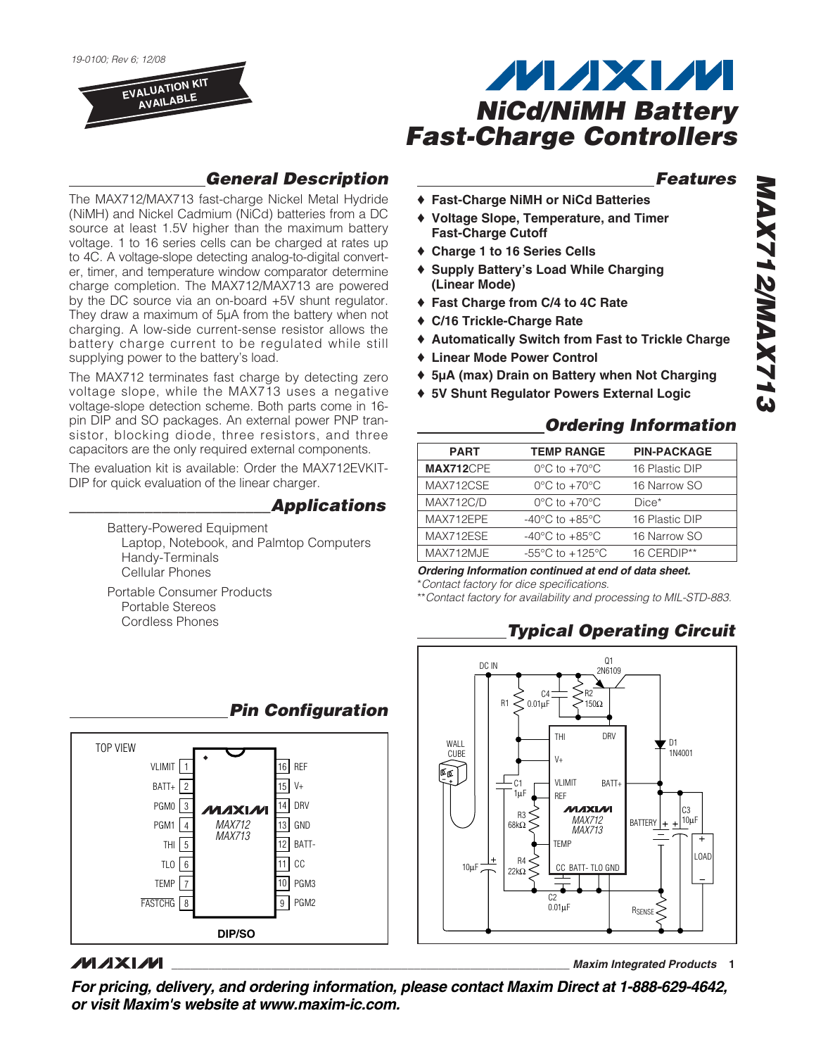19-0100; Rev 6; 12/08

EVALUATION KIT AVAILABLE

# NiCd/NiMH Battery Fast-Charge Controllers

## General Description

The MAX712/MAX713 fast-charge Nickel Metal Hydride (NiMH) and Nickel Cadmium (NiCd) batteries from a DC source at least 1.5V higher than the maximum battery voltage. 1 to 16 series cells can be charged at rates up to 4C. A voltage-slope detecting analog-to-digital converter, timer, and temperature window comparator determine charge completion. The MAX712/MAX713 are powered by the DC source via an on-board +5V shunt regulator. They draw a maximum of 5µA from the battery when not charging. A low-side current-sense resistor allows the battery charge current to be regulated while still supplying power to the battery's load.

The MAX712 terminates fast charge by detecting zero voltage slope, while the MAX713 uses a negative voltage-slope detection scheme. Both parts come in 16-pin DIP and SO packages. An external power PNP transistor, blocking diode, three resistors, and three capacitors are the only required external components.

The evaluation kit is available: Order the MAX712EVKIT-DIP for quick evaluation of the linear charger.

## Applications

Battery-Powered Equipment
- Laptop, Notebook, and Palmtop Computers
- Handy-Terminals
- Cellular Phones

Portable Consumer Products
- Portable Stereos
- Cordless Phones

## Features

- ♦ Fast-Charge NiMH or NiCd Batteries
- ♦ Voltage Slope, Temperature, and Timer Fast-Charge Cutoff
- ♦ Charge 1 to 16 Series Cells
- ♦ Supply Battery's Load While Charging (Linear Mode)
- ♦ Fast Charge from C/4 to 4C Rate
- ♦ C/16 Trickle-Charge Rate
- ♦ Automatically Switch from Fast to Trickle Charge
- ♦ Linear Mode Power Control
- ♦ 5µA (max) Drain on Battery when Not Charging
- ♦ 5V Shunt Regulator Powers External Logic

## Ordering Information

| PART | TEMP RANGE | PIN-PACKAGE |
|---|---|---|
| **MAX712**CPE | 0°C to +70°C | 16 Plastic DIP |
| MAX712CSE | 0°C to +70°C | 16 Narrow SO |
| MAX712C/D | 0°C to +70°C | Dice* |
| MAX712EPE | -40°C to +85°C | 16 Plastic DIP |
| MAX712ESE | -40°C to +85°C | 16 Narrow SO |
| MAX712MJE | -55°C to +125°C | 16 CERDIP** |

***Ordering Information continued at end of data sheet.***

*\*Contact factory for dice specifications.*

*\*\*Contact factory for availability and processing to MIL-STD-883.*

## Pin Configuration

TOP VIEW — DIP/SO (MAX712/MAX713)

| Pin | Name | Pin | Name |
|---|---|---|---|
| 1 | VLIMIT | 16 | REF |
| 2 | BATT+ | 15 | V+ |
| 3 | PGM0 | 14 | DRV |
| 4 | PGM1 | 13 | GND |
| 5 | THI | 12 | BATT- |
| 6 | TLO | 11 | CC |
| 7 | TEMP | 10 | PGM3 |
| 8 | FASTCHG | 9 | PGM2 |

## Typical Operating Circuit

DC IN, WALL CUBE, Q1 2N6109, R1, C4 0.01µF, R2 150Ω, D1 1N4001, C1 1µF, R3 68kΩ, R4 22kΩ, 10µF, C2 0.01µF, C3 10µF, BATTERY, LOAD, RSENSE, MAX712/MAX713 (THI, DRV, V+, VLIMIT, BATT+, REF, TEMP, CC, BATT-, TLO, GND)

For pricing, delivery, and ordering information, please contact Maxim Direct at 1-888-629-4642, or visit Maxim's website at www.maxim-ic.com.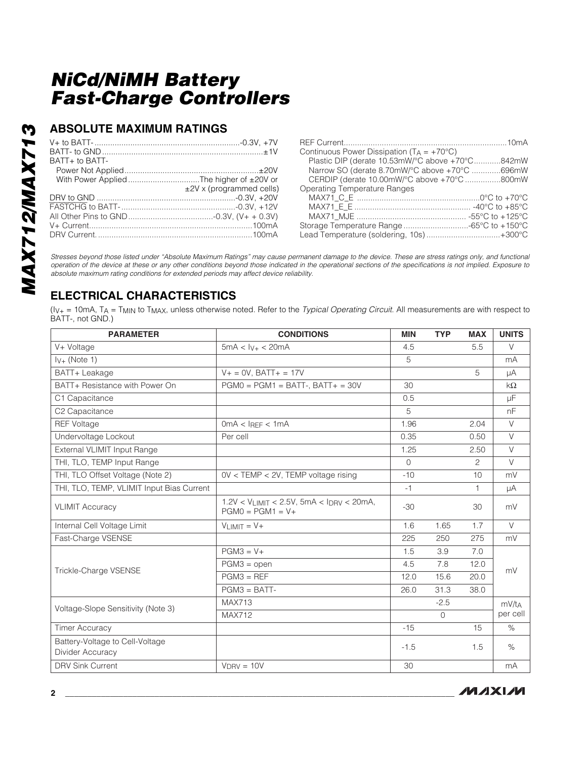# NiCd/NiMH Battery Fast-Charge Controllers

## ABSOLUTE MAXIMUM RATINGS

V+ to BATT- ............................................................-0.3V, +7V
BATT- to GND ...........................................................±1V
BATT+ to BATT-
  Power Not Applied ...........................................................±20V
  With Power Applied ................................The higher of ±20V or ±2V x (programmed cells)
DRV to GND ...........................................................-0.3V, +20V
FASTCHG to BATT- ...................................................-0.3V, +12V
All Other Pins to GND ......................................-0.3V, (V+ + 0.3V)
V+ Current.......................................................................100mA
DRV Current......................................................................100mA

REF Current.........................................................................10mA
Continuous Power Dissipation ($T_A$ = +70°C)
  Plastic DIP (derate 10.53mW/°C above +70°C............842mW
  Narrow SO (derate 8.70mW/°C above +70°C .............696mW
  CERDIP (derate 10.00mW/°C above +70°C ................800mW
Operating Temperature Ranges
  MAX71_C_E ......................................................0°C to +70°C
  MAX71_E_E .................................................... -40°C to +85°C
  MAX71_MJE ................................................ -55°C to +125°C
Storage Temperature Range .............................-65°C to +150°C
Lead Temperature (soldering, 10s) .................................+300°C

*Stresses beyond those listed under "Absolute Maximum Ratings" may cause permanent damage to the device. These are stress ratings only, and functional operation of the device at these or any other conditions beyond those indicated in the operational sections of the specifications is not implied. Exposure to absolute maximum rating conditions for extended periods may affect device reliability.*

## ELECTRICAL CHARACTERISTICS

($I_{V+}$ = 10mA, $T_A$ = $T_{MIN}$ to $T_{MAX}$, unless otherwise noted. Refer to the *Typical Operating Circuit.* All measurements are with respect to BATT-, not GND.)

| PARAMETER | CONDITIONS | MIN | TYP | MAX | UNITS |
|---|---|---|---|---|---|
| V+ Voltage | 5mA < $I_{V+}$ < 20mA | 4.5 | | 5.5 | V |
| $I_{V+}$ (Note 1) | | 5 | | | mA |
| BATT+ Leakage | V+ = 0V, BATT+ = 17V | | | 5 | µA |
| BATT+ Resistance with Power On | PGM0 = PGM1 = BATT-, BATT+ = 30V | 30 | | | kΩ |
| C1 Capacitance | | 0.5 | | | µF |
| C2 Capacitance | | 5 | | | nF |
| REF Voltage | 0mA < $I_{REF}$ < 1mA | 1.96 | | 2.04 | V |
| Undervoltage Lockout | Per cell | 0.35 | | 0.50 | V |
| External VLIMIT Input Range | | 1.25 | | 2.50 | V |
| THI, TLO, TEMP Input Range | | 0 | | 2 | V |
| THI, TLO Offset Voltage (Note 2) | 0V < TEMP < 2V, TEMP voltage rising | -10 | | 10 | mV |
| THI, TLO, TEMP, VLIMIT Input Bias Current | | -1 | | 1 | µA |
| VLIMIT Accuracy | 1.2V < $V_{LIMIT}$ < 2.5V, 5mA < $I_{DRV}$ < 20mA, PGM0 = PGM1 = V+ | -30 | | 30 | mV |
| Internal Cell Voltage Limit | $V_{LIMIT}$ = V+ | 1.6 | 1.65 | 1.7 | V |
| Fast-Charge VSENSE | | 225 | 250 | 275 | mV |
| Trickle-Charge VSENSE | PGM3 = V+ | 1.5 | 3.9 | 7.0 | mV |
| | PGM3 = open | 4.5 | 7.8 | 12.0 | |
| | PGM3 = REF | 12.0 | 15.6 | 20.0 | |
| | PGM3 = BATT- | 26.0 | 31.3 | 38.0 | |
| Voltage-Slope Sensitivity (Note 3) | MAX713 | | -2.5 | | mV/$t_A$ per cell |
| | MAX712 | | 0 | | |
| Timer Accuracy | | -15 | | 15 | % |
| Battery-Voltage to Cell-Voltage Divider Accuracy | | -1.5 | | 1.5 | % |
| DRV Sink Current | $V_{DRV}$ = 10V | 30 | | | mA |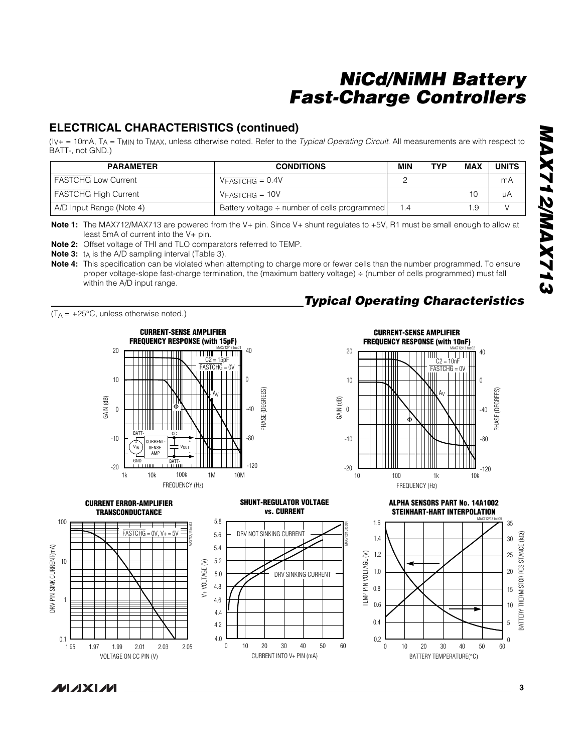## ELECTRICAL CHARACTERISTICS (continued)

($I_{V+}$ = 10mA, $T_A$ = $T_{MIN}$ to $T_{MAX}$, unless otherwise noted. Refer to the *Typical Operating Circuit*. All measurements are with respect to BATT-, not GND.)

| PARAMETER | CONDITIONS | MIN | TYP | MAX | UNITS |
|---|---|---|---|---|---|
| FASTCHG Low Current | $V_{\overline{FASTCHG}}$ = 0.4V | 2 | | | mA |
| FASTCHG High Current | $V_{\overline{FASTCHG}}$ = 10V | | | 10 | µA |
| A/D Input Range (Note 4) | Battery voltage ÷ number of cells programmed | 1.4 | | 1.9 | V |

**Note 1:** The MAX712/MAX713 are powered from the V+ pin. Since V+ shunt regulates to +5V, R1 must be small enough to allow at least 5mA of current into the V+ pin.

**Note 2:** Offset voltage of THI and TLO comparators referred to TEMP.

**Note 3:** $t_A$ is the A/D sampling interval (Table 3).

**Note 4:** This specification can be violated when attempting to charge more or fewer cells than the number programmed. To ensure proper voltage-slope fast-charge termination, the (maximum battery voltage) ÷ (number of cells programmed) must fall within the A/D input range.

## *Typical Operating Characteristics*

($T_A$ = +25°C, unless otherwise noted.)

**CURRENT-SENSE AMPLIFIER FREQUENCY RESPONSE (with 15pF)**

**CURRENT-SENSE AMPLIFIER FREQUENCY RESPONSE (with 10nF)**

**CURRENT ERROR-AMPLIFIER TRANSCONDUCTANCE**

**SHUNT-REGULATOR VOLTAGE vs. CURRENT**

**ALPHA SENSORS PART No. 14A1002 STEINHART-HART INTERPOLATION**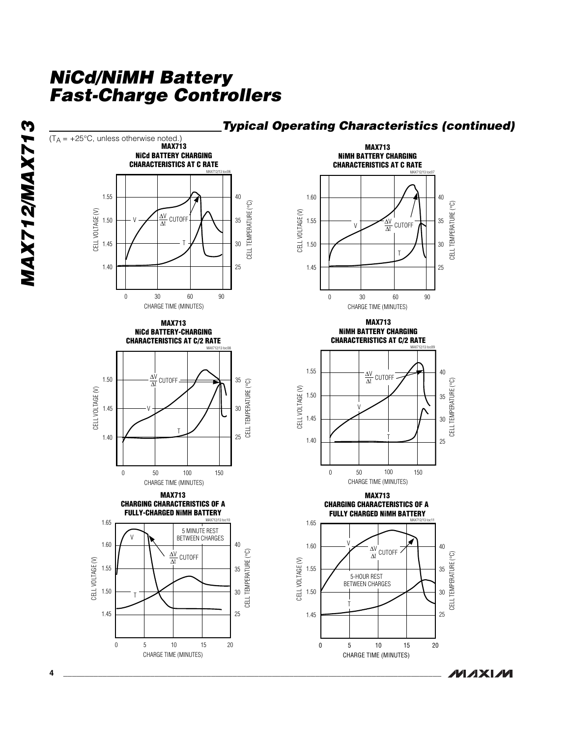## Typical Operating Characteristics (continued)

($T_A$ = +25°C, unless otherwise noted.)

**MAX713 NiCd BATTERY CHARGING CHARACTERISTICS AT C RATE**

MAX712/13 toc06

CELL VOLTAGE (V): 1.40, 1.45, 1.50, 1.55
CELL TEMPERATURE (°C): 25, 30, 35, 40
CHARGE TIME (MINUTES): 0, 30, 60, 90
V, T, $\frac{\Delta V}{\Delta t}$ CUTOFF

**MAX713 NiMH BATTERY CHARGING CHARACTERISTICS AT C RATE**

MAX712/13 toc07

CELL VOLTAGE (V): 1.45, 1.50, 1.55, 1.60
CELL TEMPERATURE (°C): 25, 30, 35, 40
CHARGE TIME (MINUTES): 0, 30, 60, 90
V, T, $\frac{\Delta V}{\Delta t}$ CUTOFF

**MAX713 NiCd BATTERY-CHARGING CHARACTERISTICS AT C/2 RATE**

MAX712/13 toc08

CELL VOLTAGE (V): 1.40, 1.45, 1.50
CELL TEMPERATURE (°C): 25, 30, 35
CHARGE TIME (MINUTES): 0, 50, 100, 150
V, T, $\frac{\Delta V}{\Delta t}$ CUTOFF

**MAX713 NiMH BATTERY CHARGING CHARACTERISTICS AT C/2 RATE**

MAX712/13 toc09

CELL VOLTAGE (V): 1.40, 1.45, 1.50, 1.55
CELL TEMPERATURE (°C): 25, 30, 35, 40
CHARGE TIME (MINUTES): 0, 50, 100, 150
V, T, $\frac{\Delta V}{\Delta t}$ CUTOFF

**MAX713 CHARGING CHARACTERISTICS OF A FULLY-CHARGED NiMH BATTERY**

MAX712/13 toc10

CELL VOLTAGE (V): 1.45, 1.50, 1.55, 1.60, 1.65
CELL TEMPERATURE (°C): 25, 30, 35, 40
CHARGE TIME (MINUTES): 0, 5, 10, 15, 20
5 MINUTE REST BETWEEN CHARGES
V, T, $\frac{\Delta V}{\Delta t}$ CUTOFF

**MAX713 CHARGING CHARACTERISTICS OF A FULLY CHARGED NiMH BATTERY**

MAX712/13 toc11

CELL VOLTAGE (V): 1.45, 1.50, 1.55, 1.60, 1.65
CELL TEMPERATURE (°C): 25, 30, 35, 40
CHARGE TIME (MINUTES): 0, 5, 10, 15, 20
5-HOUR REST BETWEEN CHARGES
V, T, $\frac{\Delta V}{\Delta t}$ CUTOFF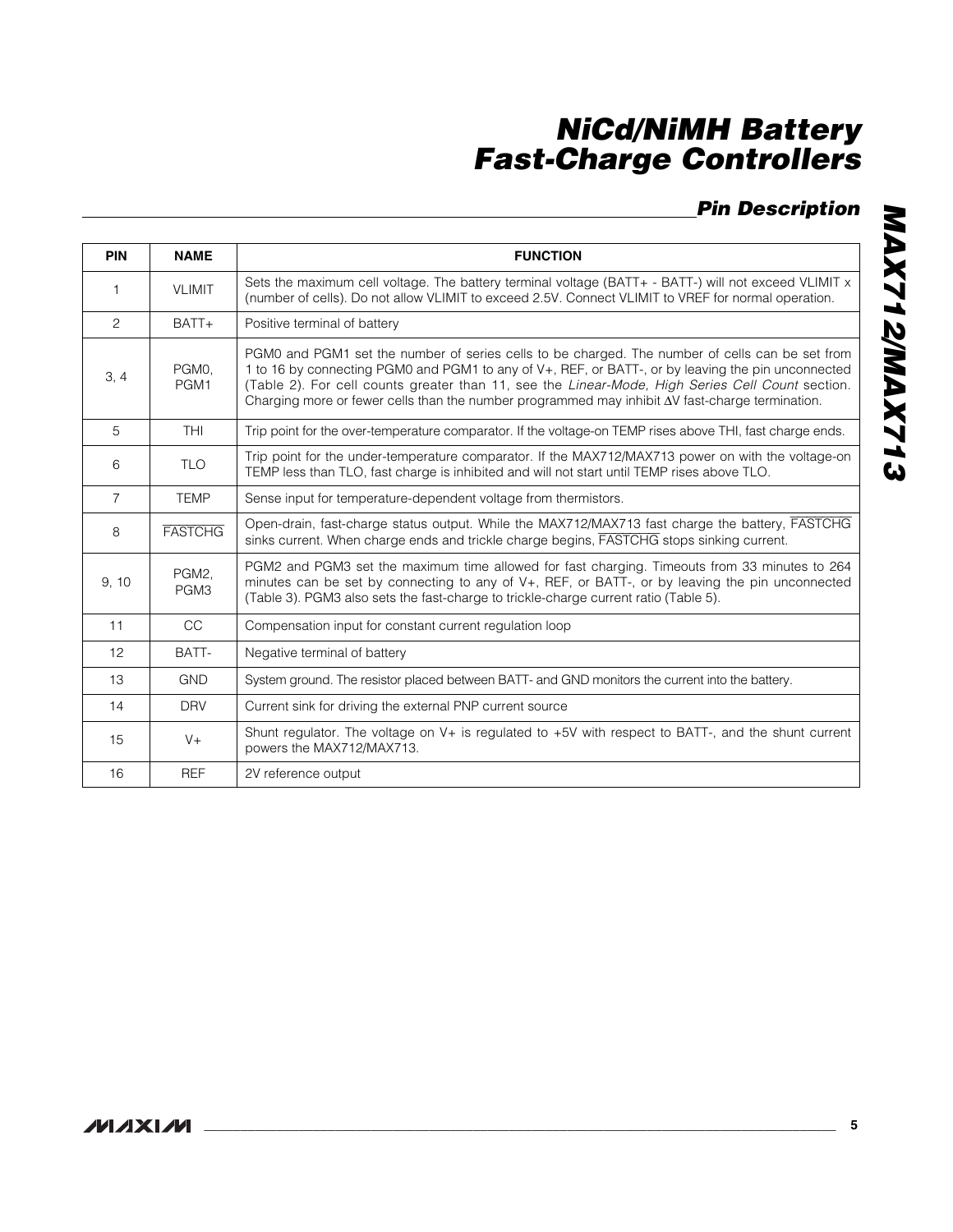## Pin Description

| PIN | NAME | FUNCTION |
|---|---|---|
| 1 | VLIMIT | Sets the maximum cell voltage. The battery terminal voltage (BATT+ - BATT-) will not exceed VLIMIT x (number of cells). Do not allow VLIMIT to exceed 2.5V. Connect VLIMIT to VREF for normal operation. |
| 2 | BATT+ | Positive terminal of battery |
| 3, 4 | PGM0, PGM1 | PGM0 and PGM1 set the number of series cells to be charged. The number of cells can be set from 1 to 16 by connecting PGM0 and PGM1 to any of V+, REF, or BATT-, or by leaving the pin unconnected (Table 2). For cell counts greater than 11, see the *Linear-Mode, High Series Cell Count* section. Charging more or fewer cells than the number programmed may inhibit $\Delta V$ fast-charge termination. |
| 5 | THI | Trip point for the over-temperature comparator. If the voltage-on TEMP rises above THI, fast charge ends. |
| 6 | TLO | Trip point for the under-temperature comparator. If the MAX712/MAX713 power on with the voltage-on TEMP less than TLO, fast charge is inhibited and will not start until TEMP rises above TLO. |
| 7 | TEMP | Sense input for temperature-dependent voltage from thermistors. |
| 8 | $\overline{\text{FASTCHG}}$ | Open-drain, fast-charge status output. While the MAX712/MAX713 fast charge the battery, $\overline{\text{FASTCHG}}$ sinks current. When charge ends and trickle charge begins, $\overline{\text{FASTCHG}}$ stops sinking current. |
| 9, 10 | PGM2, PGM3 | PGM2 and PGM3 set the maximum time allowed for fast charging. Timeouts from 33 minutes to 264 minutes can be set by connecting to any of V+, REF, or BATT-, or by leaving the pin unconnected (Table 3). PGM3 also sets the fast-charge to trickle-charge current ratio (Table 5). |
| 11 | CC | Compensation input for constant current regulation loop |
| 12 | BATT- | Negative terminal of battery |
| 13 | GND | System ground. The resistor placed between BATT- and GND monitors the current into the battery. |
| 14 | DRV | Current sink for driving the external PNP current source |
| 15 | V+ | Shunt regulator. The voltage on V+ is regulated to +5V with respect to BATT-, and the shunt current powers the MAX712/MAX713. |
| 16 | REF | 2V reference output |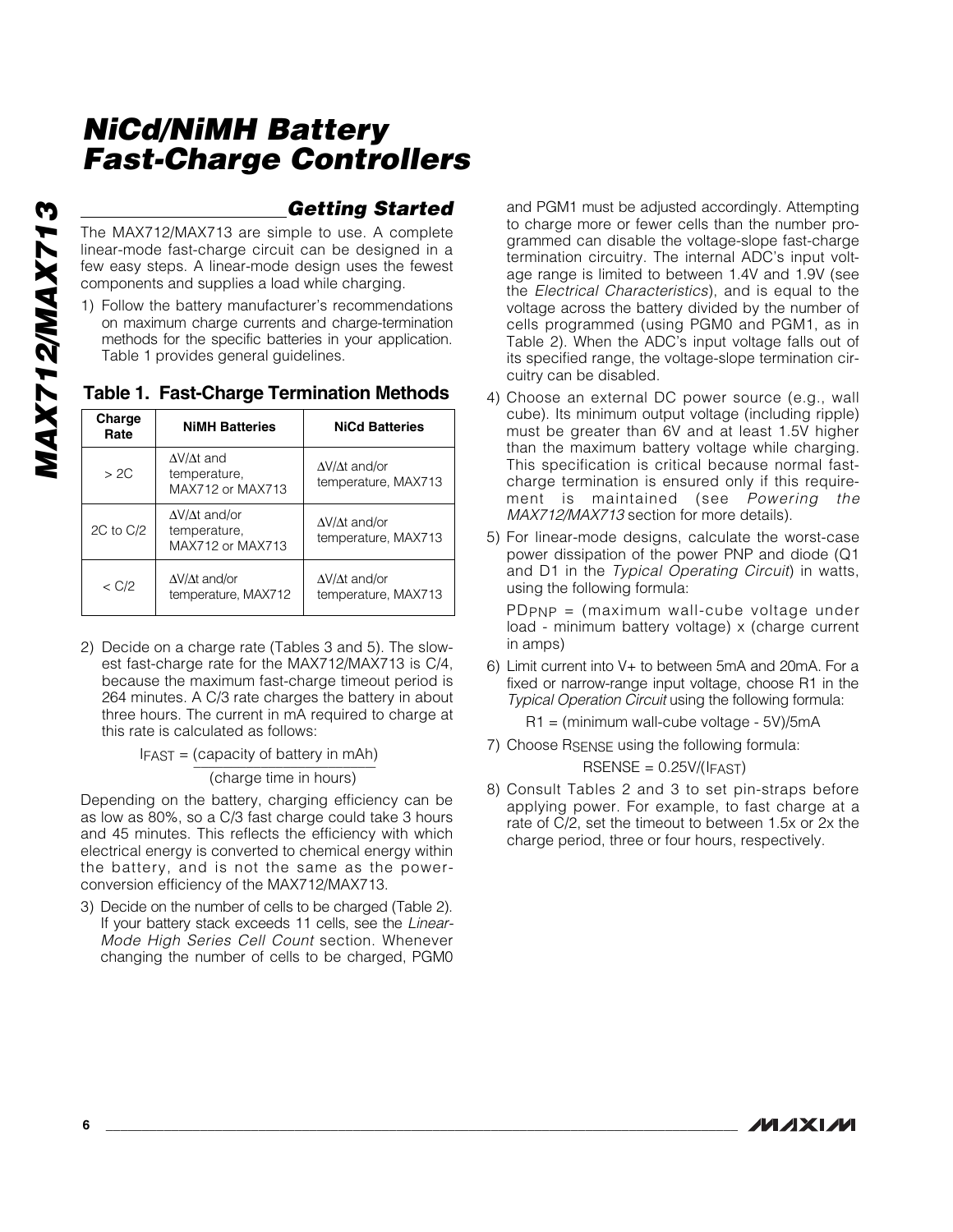## Getting Started

The MAX712/MAX713 are simple to use. A complete linear-mode fast-charge circuit can be designed in a few easy steps. A linear-mode design uses the fewest components and supplies a load while charging.

1) Follow the battery manufacturer's recommendations on maximum charge currents and charge-termination methods for the specific batteries in your application. Table 1 provides general guidelines.

### Table 1. Fast-Charge Termination Methods

| Charge Rate | NiMH Batteries | NiCd Batteries |
|---|---|---|
| > 2C | $\Delta V/\Delta t$ and temperature, MAX712 or MAX713 | $\Delta V/\Delta t$ and/or temperature, MAX713 |
| 2C to C/2 | $\Delta V/\Delta t$ and/or temperature, MAX712 or MAX713 | $\Delta V/\Delta t$ and/or temperature, MAX713 |
| < C/2 | $\Delta V/\Delta t$ and/or temperature, MAX712 | $\Delta V/\Delta t$ and/or temperature, MAX713 |

2) Decide on a charge rate (Tables 3 and 5). The slowest fast-charge rate for the MAX712/MAX713 is C/4, because the maximum fast-charge timeout period is 264 minutes. A C/3 rate charges the battery in about three hours. The current in mA required to charge at this rate is calculated as follows:

$$I_{FAST} = \frac{\text{(capacity of battery in mAh)}}{\text{(charge time in hours)}}$$

Depending on the battery, charging efficiency can be as low as 80%, so a C/3 fast charge could take 3 hours and 45 minutes. This reflects the efficiency with which electrical energy is converted to chemical energy within the battery, and is not the same as the power-conversion efficiency of the MAX712/MAX713.

3) Decide on the number of cells to be charged (Table 2). If your battery stack exceeds 11 cells, see the *Linear-Mode High Series Cell Count* section. Whenever changing the number of cells to be charged, PGM0 and PGM1 must be adjusted accordingly. Attempting to charge more or fewer cells than the number programmed can disable the voltage-slope fast-charge termination circuitry. The internal ADC's input voltage range is limited to between 1.4V and 1.9V (see the *Electrical Characteristics*), and is equal to the voltage across the battery divided by the number of cells programmed (using PGM0 and PGM1, as in Table 2). When the ADC's input voltage falls out of its specified range, the voltage-slope termination circuitry can be disabled.

4) Choose an external DC power source (e.g., wall cube). Its minimum output voltage (including ripple) must be greater than 6V and at least 1.5V higher than the maximum battery voltage while charging. This specification is critical because normal fast-charge termination is ensured only if this requirement is maintained (see *Powering the MAX712/MAX713* section for more details).

5) For linear-mode designs, calculate the worst-case power dissipation of the power PNP and diode (Q1 and D1 in the *Typical Operating Circuit*) in watts, using the following formula:

   $PD_{PNP}$ = (maximum wall-cube voltage under load - minimum battery voltage) x (charge current in amps)

6) Limit current into V+ to between 5mA and 20mA. For a fixed or narrow-range input voltage, choose R1 in the *Typical Operation Circuit* using the following formula:

   R1 = (minimum wall-cube voltage - 5V)/5mA

7) Choose $R_{SENSE}$ using the following formula:

   $R_{SENSE} = 0.25V/(I_{FAST})$

8) Consult Tables 2 and 3 to set pin-straps before applying power. For example, to fast charge at a rate of C/2, set the timeout to between 1.5x or 2x the charge period, three or four hours, respectively.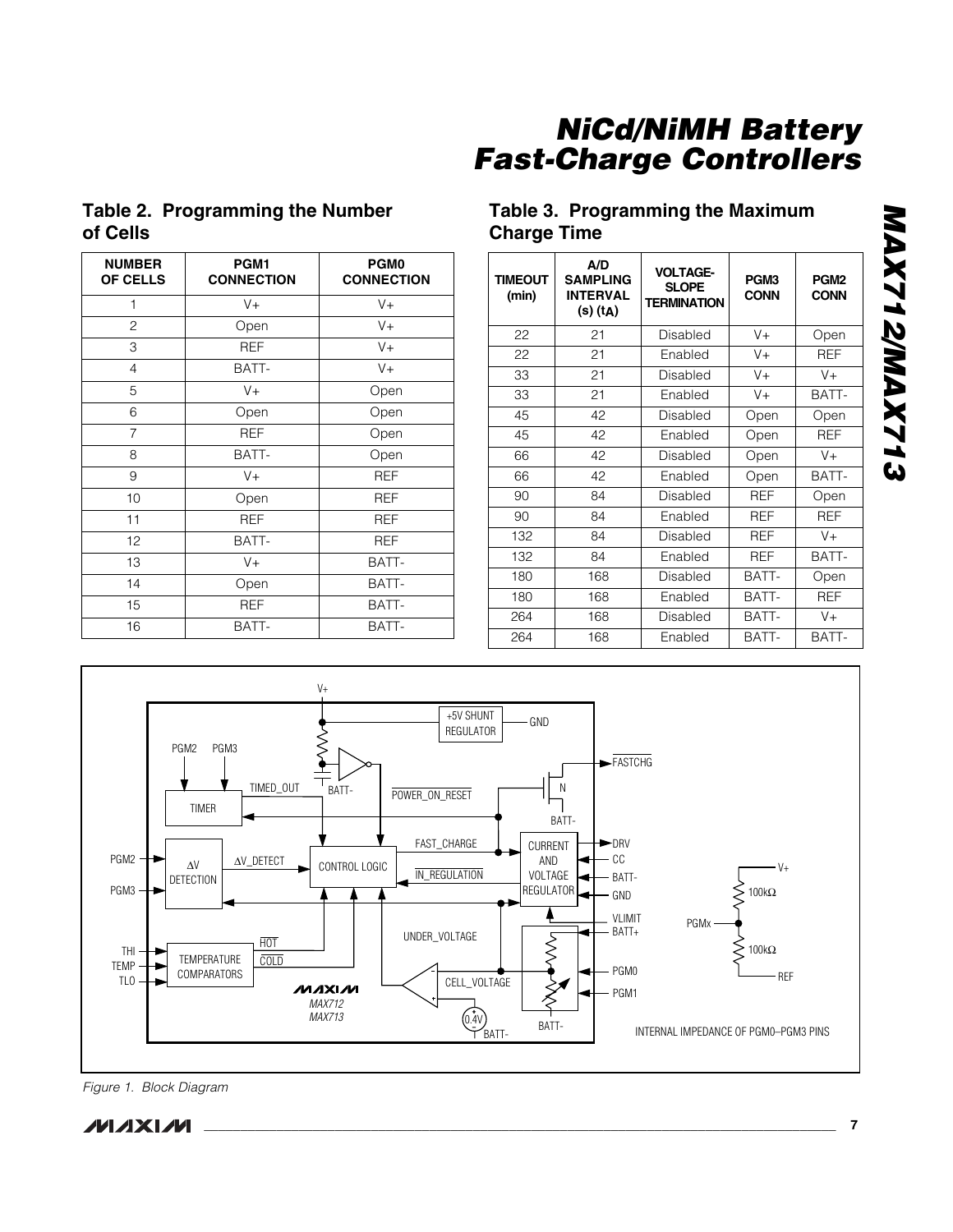### Table 2. Programming the Number of Cells

| NUMBER OF CELLS | PGM1 CONNECTION | PGM0 CONNECTION |
|---|---|---|
| 1 | V+ | V+ |
| 2 | Open | V+ |
| 3 | REF | V+ |
| 4 | BATT- | V+ |
| 5 | V+ | Open |
| 6 | Open | Open |
| 7 | REF | Open |
| 8 | BATT- | Open |
| 9 | V+ | REF |
| 10 | Open | REF |
| 11 | REF | REF |
| 12 | BATT- | REF |
| 13 | V+ | BATT- |
| 14 | Open | BATT- |
| 15 | REF | BATT- |
| 16 | BATT- | BATT- |

### Table 3. Programming the Maximum Charge Time

| TIMEOUT (min) | A/D SAMPLING INTERVAL (s) ($t_A$) | VOLTAGE-SLOPE TERMINATION | PGM3 CONN | PGM2 CONN |
|---|---|---|---|---|
| 22 | 21 | Disabled | V+ | Open |
| 22 | 21 | Enabled | V+ | REF |
| 33 | 21 | Disabled | V+ | V+ |
| 33 | 21 | Enabled | V+ | BATT- |
| 45 | 42 | Disabled | Open | Open |
| 45 | 42 | Enabled | Open | REF |
| 66 | 42 | Disabled | Open | V+ |
| 66 | 42 | Enabled | Open | BATT- |
| 90 | 84 | Disabled | REF | Open |
| 90 | 84 | Enabled | REF | REF |
| 132 | 84 | Disabled | REF | V+ |
| 132 | 84 | Enabled | REF | BATT- |
| 180 | 168 | Disabled | BATT- | Open |
| 180 | 168 | Enabled | BATT- | REF |
| 264 | 168 | Disabled | BATT- | V+ |
| 264 | 168 | Enabled | BATT- | BATT- |

*Figure 1. Block Diagram*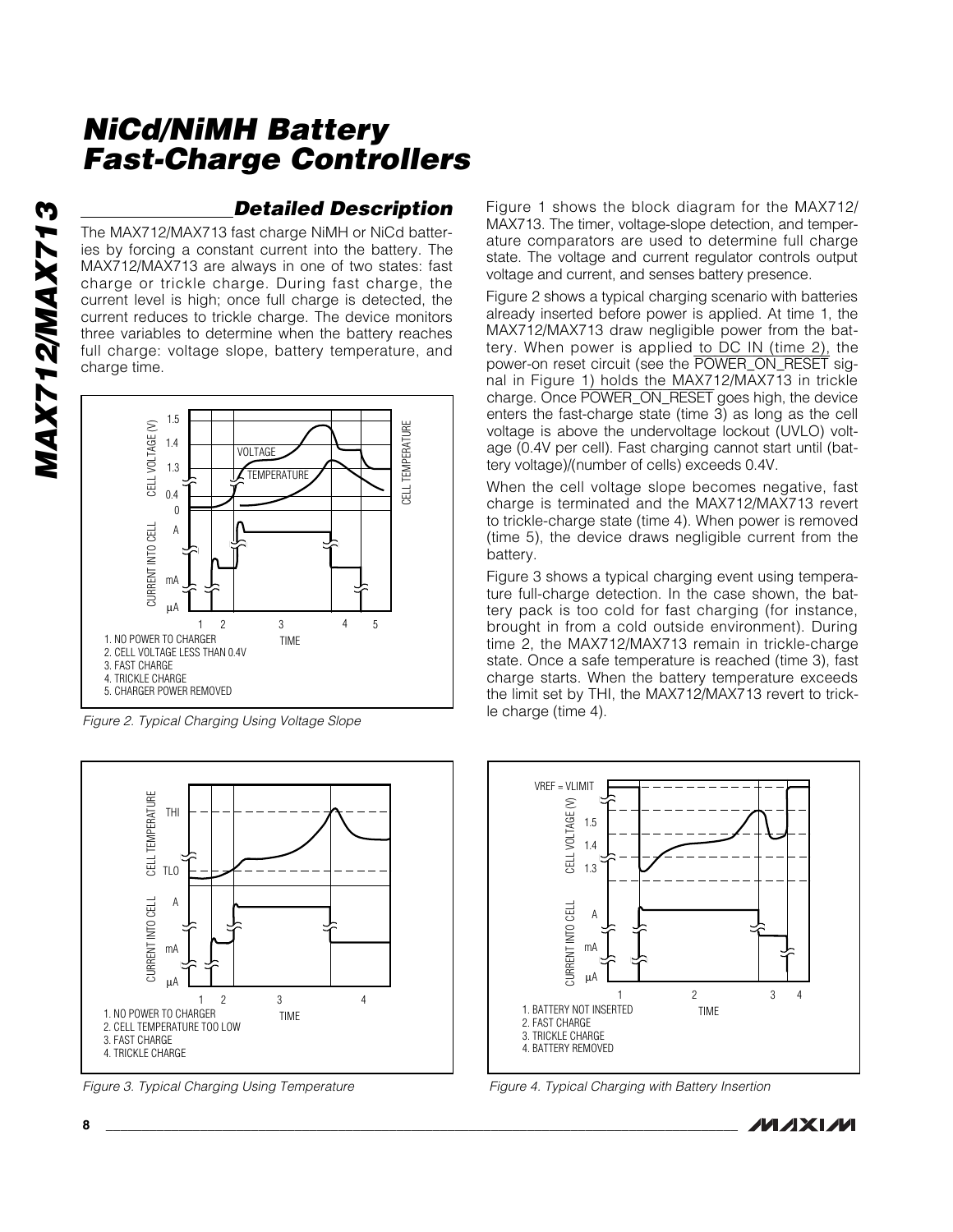## Detailed Description

The MAX712/MAX713 fast charge NiMH or NiCd batteries by forcing a constant current into the battery. The MAX712/MAX713 are always in one of two states: fast charge or trickle charge. During fast charge, the current level is high; once full charge is detected, the current reduces to trickle charge. The device monitors three variables to determine when the battery reaches full charge: voltage slope, battery temperature, and charge time.

1. NO POWER TO CHARGER
2. CELL VOLTAGE LESS THAN 0.4V
3. FAST CHARGE
4. TRICKLE CHARGE
5. CHARGER POWER REMOVED

*Figure 2. Typical Charging Using Voltage Slope*

Figure 1 shows the block diagram for the MAX712/MAX713. The timer, voltage-slope detection, and temperature comparators are used to determine full charge state. The voltage and current regulator controls output voltage and current, and senses battery presence.

Figure 2 shows a typical charging scenario with batteries already inserted before power is applied. At time 1, the MAX712/MAX713 draw negligible power from the battery. When power is applied to DC IN (time 2), the power-on reset circuit (see the $\overline{\text{POWER\_ON\_RESET}}$ signal in Figure 1) holds the MAX712/MAX713 in trickle charge. Once $\overline{\text{POWER\_ON\_RESET}}$ goes high, the device enters the fast-charge state (time 3) as long as the cell voltage is above the undervoltage lockout (UVLO) voltage (0.4V per cell). Fast charging cannot start until (battery voltage)/(number of cells) exceeds 0.4V.

When the cell voltage slope becomes negative, fast charge is terminated and the MAX712/MAX713 revert to trickle-charge state (time 4). When power is removed (time 5), the device draws negligible current from the battery.

Figure 3 shows a typical charging event using temperature full-charge detection. In the case shown, the battery pack is too cold for fast charging (for instance, brought in from a cold outside environment). During time 2, the MAX712/MAX713 remain in trickle-charge state. Once a safe temperature is reached (time 3), fast charge starts. When the battery temperature exceeds the limit set by THI, the MAX712/MAX713 revert to trickle charge (time 4).

1. NO POWER TO CHARGER
2. CELL TEMPERATURE TOO LOW
3. FAST CHARGE
4. TRICKLE CHARGE

*Figure 3. Typical Charging Using Temperature*

1. BATTERY NOT INSERTED
2. FAST CHARGE
3. TRICKLE CHARGE
4. BATTERY REMOVED

*Figure 4. Typical Charging with Battery Insertion*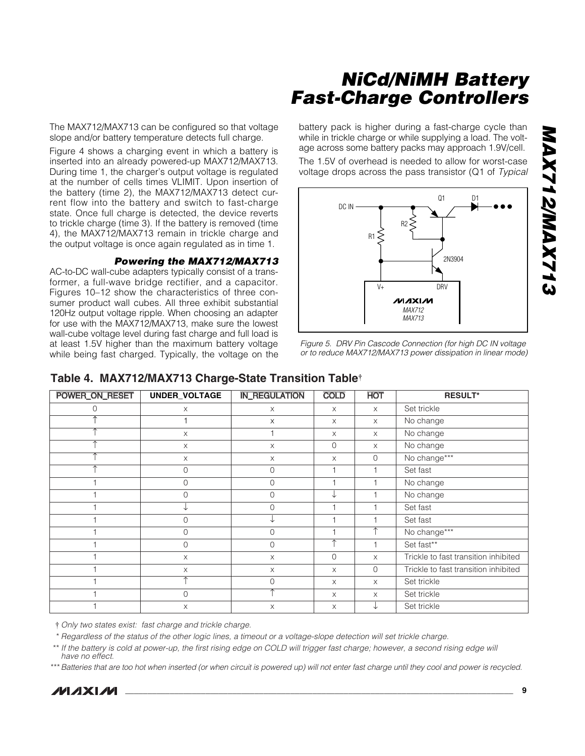The MAX712/MAX713 can be configured so that voltage slope and/or battery temperature detects full charge.

Figure 4 shows a charging event in which a battery is inserted into an already powered-up MAX712/MAX713. During time 1, the charger's output voltage is regulated at the number of cells times VLIMIT. Upon insertion of the battery (time 2), the MAX712/MAX713 detect current flow into the battery and switch to fast-charge state. Once full charge is detected, the device reverts to trickle charge (time 3). If the battery is removed (time 4), the MAX712/MAX713 remain in trickle charge and the output voltage is once again regulated as in time 1.

### *Powering the MAX712/MAX713*

AC-to-DC wall-cube adapters typically consist of a transformer, a full-wave bridge rectifier, and a capacitor. Figures 10–12 show the characteristics of three consumer product wall cubes. All three exhibit substantial 120Hz output voltage ripple. When choosing an adapter for use with the MAX712/MAX713, make sure the lowest wall-cube voltage level during fast charge and full load is at least 1.5V higher than the maximum battery voltage while being fast charged. Typically, the voltage on the battery pack is higher during a fast-charge cycle than while in trickle charge or while supplying a load. The voltage across some battery packs may approach 1.9V/cell.

The 1.5V of overhead is needed to allow for worst-case voltage drops across the pass transistor (Q1 of *Typical*

*Figure 5. DRV Pin Cascode Connection (for high DC IN voltage or to reduce MAX712/MAX713 power dissipation in linear mode)*

**Table 4. MAX712/MAX713 Charge-State Transition Table†**

| POWER_ON_RESET | UNDER_VOLTAGE | IN_REGULATION | COLD | HOT | RESULT* |
|---|---|---|---|---|---|
| 0 | x | x | x | x | Set trickle |
| ↑ | 1 | x | x | x | No change |
| ↑ | x | 1 | x | x | No change |
| ↑ | x | x | 0 | x | No change |
| ↑ | x | x | x | 0 | No change*** |
| ↑ | 0 | 0 | 1 | 1 | Set fast |
| 1 | 0 | 0 | 1 | 1 | No change |
| 1 | 0 | 0 | ↓ | 1 | No change |
| 1 | ↓ | 0 | 1 | 1 | Set fast |
| 1 | 0 | ↓ | 1 | 1 | Set fast |
| 1 | 0 | 0 | 1 | ↑ | No change*** |
| 1 | 0 | 0 | ↑ | 1 | Set fast** |
| 1 | x | x | 0 | x | Trickle to fast transition inhibited |
| 1 | x | x | x | 0 | Trickle to fast transition inhibited |
| 1 | ↑ | 0 | x | x | Set trickle |
| 1 | 0 | ↑ | x | x | Set trickle |
| 1 | x | x | x | ↓ | Set trickle |

† *Only two states exist: fast charge and trickle charge.*

\* *Regardless of the status of the other logic lines, a timeout or a voltage-slope detection will set trickle charge.*

\*\* *If the battery is cold at power-up, the first rising edge on COLD will trigger fast charge; however, a second rising edge will have no effect.*

\*\*\* *Batteries that are too hot when inserted (or when circuit is powered up) will not enter fast charge until they cool and power is recycled.*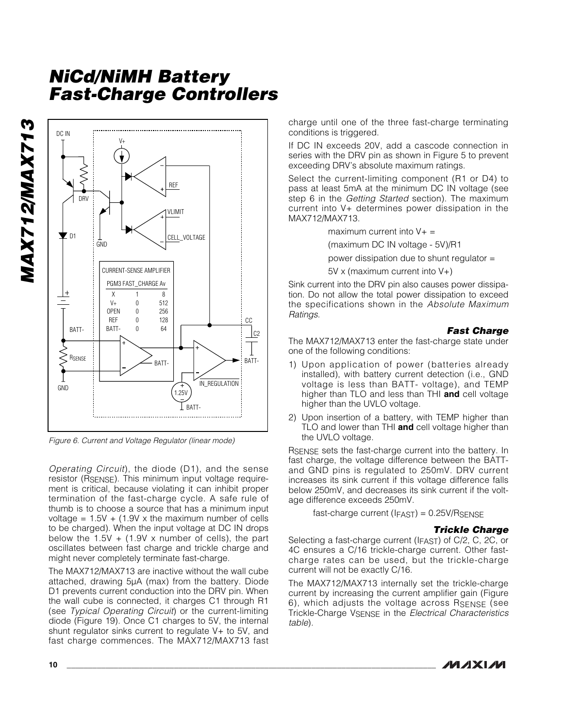# NiCd/NiMH Battery Fast-Charge Controllers

Figure 6. Current and Voltage Regulator (linear mode)

*Operating Circuit*), the diode (D1), and the sense resistor ($R_{SENSE}$). This minimum input voltage requirement is critical, because violating it can inhibit proper termination of the fast-charge cycle. A safe rule of thumb is to choose a source that has a minimum input voltage = 1.5V + (1.9V x the maximum number of cells to be charged). When the input voltage at DC IN drops below the 1.5V + (1.9V x number of cells), the part oscillates between fast charge and trickle charge and might never completely terminate fast-charge.

The MAX712/MAX713 are inactive without the wall cube attached, drawing 5µA (max) from the battery. Diode D1 prevents current conduction into the DRV pin. When the wall cube is connected, it charges C1 through R1 (see *Typical Operating Circuit*) or the current-limiting diode (Figure 19). Once C1 charges to 5V, the internal shunt regulator sinks current to regulate V+ to 5V, and fast charge commences. The MAX712/MAX713 fast charge until one of the three fast-charge terminating conditions is triggered.

If DC IN exceeds 20V, add a cascode connection in series with the DRV pin as shown in Figure 5 to prevent exceeding DRV's absolute maximum ratings.

Select the current-limiting component (R1 or D4) to pass at least 5mA at the minimum DC IN voltage (see step 6 in the *Getting Started* section). The maximum current into V+ determines power dissipation in the MAX712/MAX713.

maximum current into V+ =

(maximum DC IN voltage - 5V)/R1

power dissipation due to shunt regulator =

5V x (maximum current into V+)

Sink current into the DRV pin also causes power dissipation. Do not allow the total power dissipation to exceed the specifications shown in the *Absolute Maximum Ratings*.

### Fast Charge

The MAX712/MAX713 enter the fast-charge state under one of the following conditions:

1) Upon application of power (batteries already installed), with battery current detection (i.e., GND voltage is less than BATT- voltage), and TEMP higher than TLO and less than THI **and** cell voltage higher than the UVLO voltage.
2) Upon insertion of a battery, with TEMP higher than TLO and lower than THI **and** cell voltage higher than the UVLO voltage.

$R_{SENSE}$ sets the fast-charge current into the battery. In fast charge, the voltage difference between the BATT- and GND pins is regulated to 250mV. DRV current increases its sink current if this voltage difference falls below 250mV, and decreases its sink current if the voltage difference exceeds 250mV.

fast-charge current ($I_{FAST}$) = $0.25V/R_{SENSE}$

### Trickle Charge

Selecting a fast-charge current ($I_{FAST}$) of C/2, C, 2C, or 4C ensures a C/16 trickle-charge current. Other fast-charge rates can be used, but the trickle-charge current will not be exactly C/16.

The MAX712/MAX713 internally set the trickle-charge current by increasing the current amplifier gain (Figure 6), which adjusts the voltage across $R_{SENSE}$ (see Trickle-Charge $V_{SENSE}$ in the *Electrical Characteristics table*).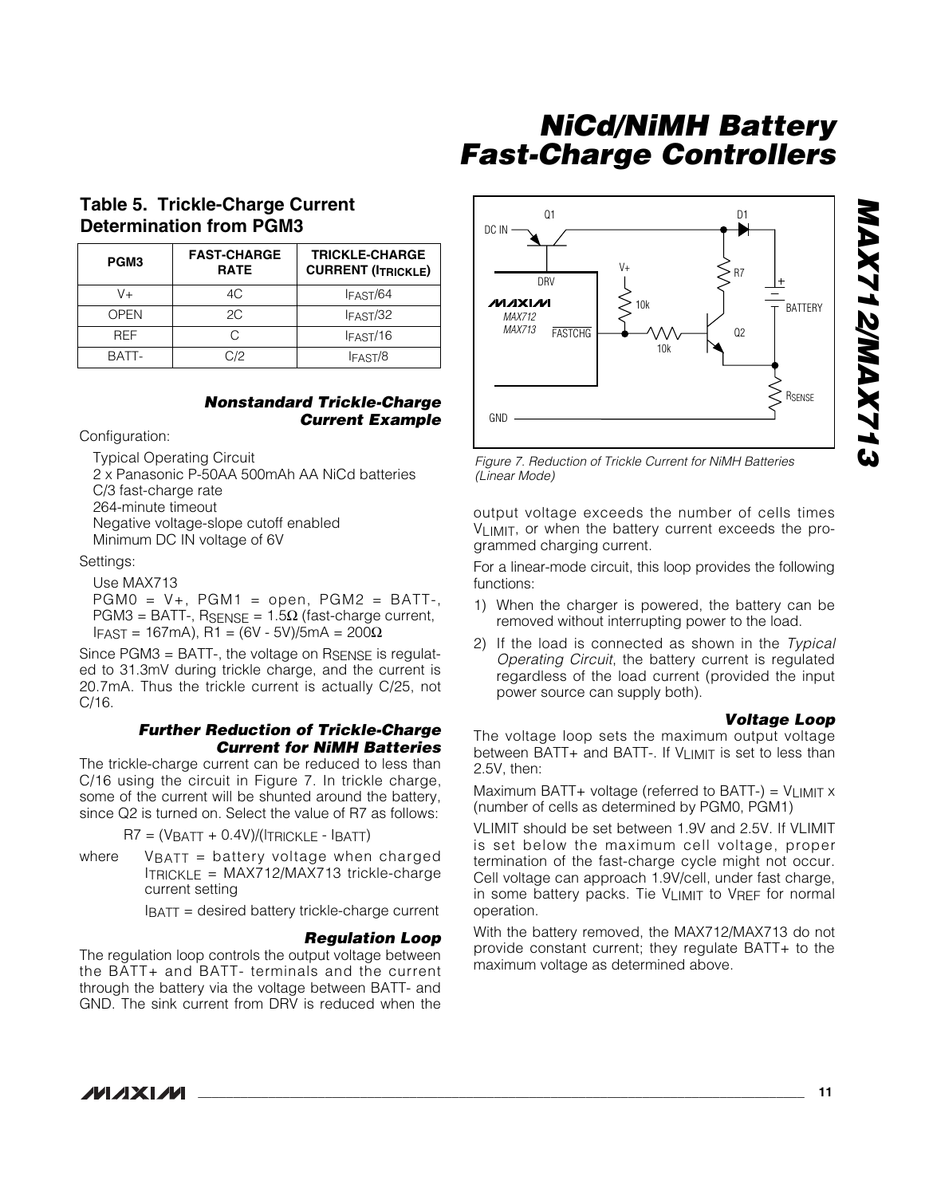## Table 5. Trickle-Charge Current Determination from PGM3

| PGM3 | FAST-CHARGE RATE | TRICKLE-CHARGE CURRENT ($I_{TRICKLE}$) |
|---|---|---|
| V+ | 4C | $I_{FAST}/64$ |
| OPEN | 2C | $I_{FAST}/32$ |
| REF | C | $I_{FAST}/16$ |
| BATT- | C/2 | $I_{FAST}/8$ |

### *Nonstandard Trickle-Charge Current Example*

Configuration:

Typical Operating Circuit
2 x Panasonic P-50AA 500mAh AA NiCd batteries
C/3 fast-charge rate
264-minute timeout
Negative voltage-slope cutoff enabled
Minimum DC IN voltage of 6V

Settings:

Use MAX713
PGM0 = V+, PGM1 = open, PGM2 = BATT-, PGM3 = BATT-, $R_{SENSE}$ = 1.5Ω (fast-charge current, $I_{FAST}$ = 167mA), R1 = (6V - 5V)/5mA = 200Ω

Since PGM3 = BATT-, the voltage on $R_{SENSE}$ is regulated to 31.3mV during trickle charge, and the current is 20.7mA. Thus the trickle current is actually C/25, not C/16.

### *Further Reduction of Trickle-Charge Current for NiMH Batteries*

The trickle-charge current can be reduced to less than C/16 using the circuit in Figure 7. In trickle charge, some of the current will be shunted around the battery, since Q2 is turned on. Select the value of R7 as follows:

$$R7 = (V_{BATT} + 0.4V)/(I_{TRICKLE} - I_{BATT})$$

where $V_{BATT}$ = battery voltage when charged
$I_{TRICKLE}$ = MAX712/MAX713 trickle-charge current setting
$I_{BATT}$ = desired battery trickle-charge current

*Figure 7. Reduction of Trickle Current for NiMH Batteries (Linear Mode)*

### *Regulation Loop*

The regulation loop controls the output voltage between the BATT+ and BATT- terminals and the current through the battery via the voltage between BATT- and GND. The sink current from DRV is reduced when the output voltage exceeds the number of cells times $V_{LIMIT}$, or when the battery current exceeds the programmed charging current.

For a linear-mode circuit, this loop provides the following functions:

1) When the charger is powered, the battery can be removed without interrupting power to the load.
2) If the load is connected as shown in the *Typical Operating Circuit*, the battery current is regulated regardless of the load current (provided the input power source can supply both).

### *Voltage Loop*

The voltage loop sets the maximum output voltage between BATT+ and BATT-. If $V_{LIMIT}$ is set to less than 2.5V, then:

Maximum BATT+ voltage (referred to BATT-) = $V_{LIMIT}$ x (number of cells as determined by PGM0, PGM1)

VLIMIT should be set between 1.9V and 2.5V. If VLIMIT is set below the maximum cell voltage, proper termination of the fast-charge cycle might not occur. Cell voltage can approach 1.9V/cell, under fast charge, in some battery packs. Tie $V_{LIMIT}$ to $V_{REF}$ for normal operation.

With the battery removed, the MAX712/MAX713 do not provide constant current; they regulate BATT+ to the maximum voltage as determined above.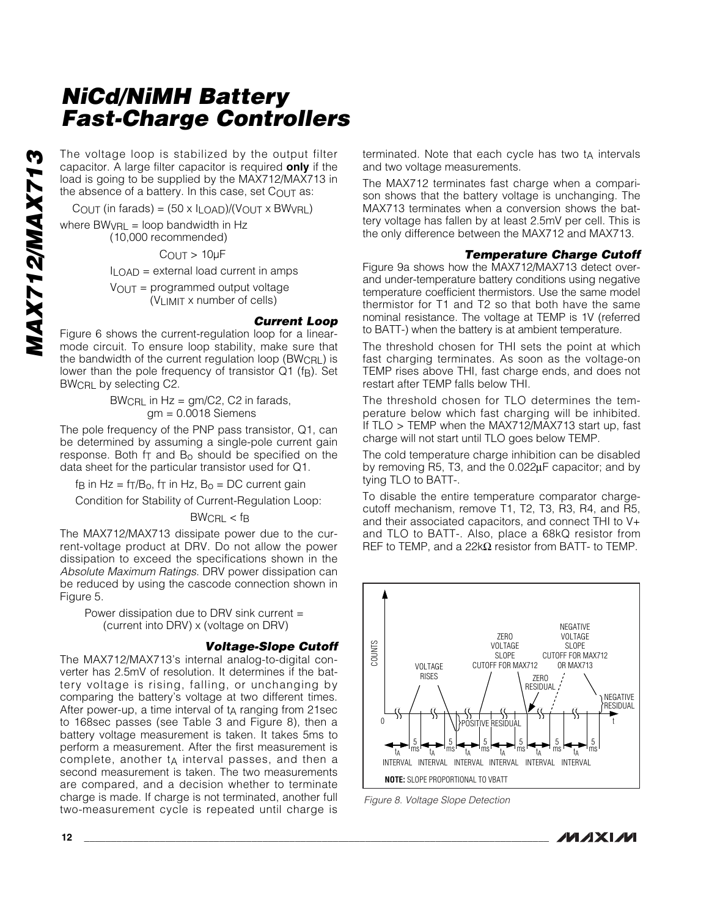The voltage loop is stabilized by the output filter capacitor. A large filter capacitor is required **only** if the load is going to be supplied by the MAX712/MAX713 in the absence of a battery. In this case, set $C_{OUT}$ as:

$C_{OUT}$ (in farads) = $(50 \times I_{LOAD})/(V_{OUT} \times BW_{VRL})$

where $BW_{VRL}$ = loop bandwidth in Hz (10,000 recommended)

$C_{OUT} > 10\mu F$

$I_{LOAD}$ = external load current in amps

$V_{OUT}$ = programmed output voltage ($V_{LIMIT}$ x number of cells)

### Current Loop

Figure 6 shows the current-regulation loop for a linear-mode circuit. To ensure loop stability, make sure that the bandwidth of the current regulation loop ($BW_{CRL}$) is lower than the pole frequency of transistor Q1 ($f_B$). Set $BW_{CRL}$ by selecting C2.

$BW_{CRL}$ in Hz = gm/C2, C2 in farads, gm = 0.0018 Siemens

The pole frequency of the PNP pass transistor, Q1, can be determined by assuming a single-pole current gain response. Both $f_T$ and $B_o$ should be specified on the data sheet for the particular transistor used for Q1.

$f_B$ in Hz = $f_T/B_o$, $f_T$ in Hz, $B_o$ = DC current gain

Condition for Stability of Current-Regulation Loop:

$BW_{CRL} < f_B$

The MAX712/MAX713 dissipate power due to the current-voltage product at DRV. Do not allow the power dissipation to exceed the specifications shown in the *Absolute Maximum Ratings*. DRV power dissipation can be reduced by using the cascode connection shown in Figure 5.

Power dissipation due to DRV sink current = (current into DRV) x (voltage on DRV)

### Voltage-Slope Cutoff

The MAX712/MAX713's internal analog-to-digital converter has 2.5mV of resolution. It determines if the battery voltage is rising, falling, or unchanging by comparing the battery's voltage at two different times. After power-up, a time interval of $t_A$ ranging from 21sec to 168sec passes (see Table 3 and Figure 8), then a battery voltage measurement is taken. It takes 5ms to perform a measurement. After the first measurement is complete, another $t_A$ interval passes, and then a second measurement is taken. The two measurements are compared, and a decision whether to terminate charge is made. If charge is not terminated, another full two-measurement cycle is repeated until charge is terminated. Note that each cycle has two $t_A$ intervals and two voltage measurements.

The MAX712 terminates fast charge when a comparison shows that the battery voltage is unchanging. The MAX713 terminates when a conversion shows the battery voltage has fallen by at least 2.5mV per cell. This is the only difference between the MAX712 and MAX713.

### Temperature Charge Cutoff

Figure 9a shows how the MAX712/MAX713 detect over- and under-temperature battery conditions using negative temperature coefficient thermistors. Use the same model thermistor for T1 and T2 so that both have the same nominal resistance. The voltage at TEMP is 1V (referred to BATT-) when the battery is at ambient temperature.

The threshold chosen for THI sets the point at which fast charging terminates. As soon as the voltage-on TEMP rises above THI, fast charge ends, and does not restart after TEMP falls below THI.

The threshold chosen for TLO determines the temperature below which fast charging will be inhibited. If TLO > TEMP when the MAX712/MAX713 start up, fast charge will not start until TLO goes below TEMP.

The cold temperature charge inhibition can be disabled by removing R5, T3, and the 0.022µF capacitor; and by tying TLO to BATT-.

To disable the entire temperature comparator charge-cutoff mechanism, remove T1, T2, T3, R3, R4, and R5, and their associated capacitors, and connect THI to V+ and TLO to BATT-. Also, place a 68kΩ resistor from REF to TEMP, and a 22kΩ resistor from BATT- to TEMP.

COUNTS; VOLTAGE RISES; ZERO VOLTAGE SLOPE CUTOFF FOR MAX712; NEGATIVE VOLTAGE SLOPE CUTOFF FOR MAX712 OR MAX713; ZERO RESIDUAL; POSITIVE RESIDUAL; NEGATIVE RESIDUAL; 0; t; $t_A$ INTERVAL; 5 ms

**NOTE:** SLOPE PROPORTIONAL TO VBATT

*Figure 8. Voltage Slope Detection*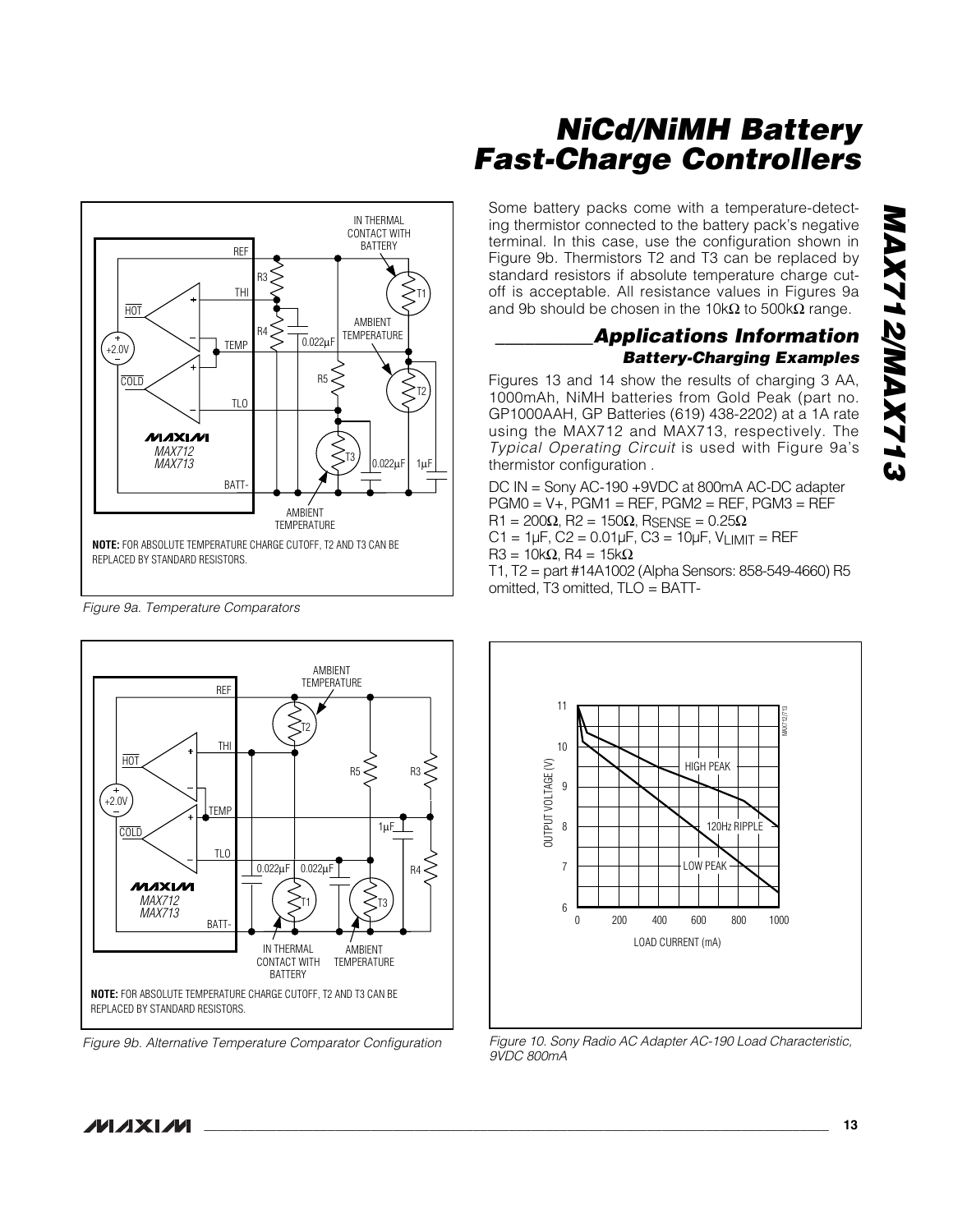Some battery packs come with a temperature-detecting thermistor connected to the battery pack's negative terminal. In this case, use the configuration shown in Figure 9b. Thermistors T2 and T3 can be replaced by standard resistors if absolute temperature charge cutoff is acceptable. All resistance values in Figures 9a and 9b should be chosen in the 10kΩ to 500kΩ range.

Figure 9a. Temperature Comparators

Figure 9b. Alternative Temperature Comparator Configuration

## Applications Information

### Battery-Charging Examples

Figures 13 and 14 show the results of charging 3 AA, 1000mAh, NiMH batteries from Gold Peak (part no. GP1000AAH, GP Batteries (619) 438-2202) at a 1A rate using the MAX712 and MAX713, respectively. The *Typical Operating Circuit* is used with Figure 9a's thermistor configuration .

DC IN = Sony AC-190 +9VDC at 800mA AC-DC adapter
PGM0 = V+, PGM1 = REF, PGM2 = REF, PGM3 = REF
R1 = 200Ω, R2 = 150Ω, $R_{SENSE}$ = 0.25Ω
C1 = 1µF, C2 = 0.01µF, C3 = 10µF, $V_{LIMIT}$ = REF
R3 = 10kΩ, R4 = 15kΩ
T1, T2 = part #14A1002 (Alpha Sensors: 858-549-4660) R5 omitted, T3 omitted, TLO = BATT-

Figure 10. Sony Radio AC Adapter AC-190 Load Characteristic, 9VDC 800mA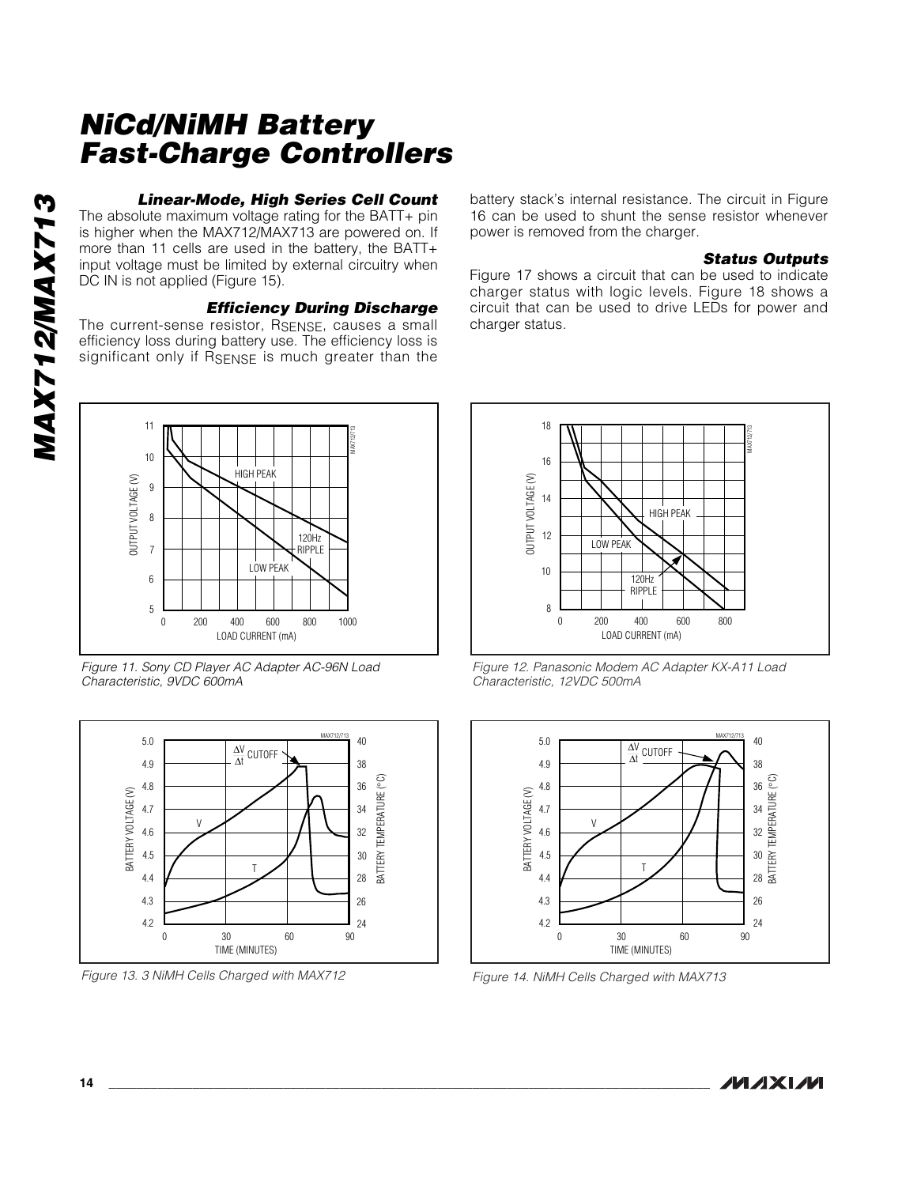### Linear-Mode, High Series Cell Count

The absolute maximum voltage rating for the BATT+ pin is higher when the MAX712/MAX713 are powered on. If more than 11 cells are used in the battery, the BATT+ input voltage must be limited by external circuitry when DC IN is not applied (Figure 15).

### Efficiency During Discharge

The current-sense resistor, $R_{SENSE}$, causes a small efficiency loss during battery use. The efficiency loss is significant only if $R_{SENSE}$ is much greater than the battery stack's internal resistance. The circuit in Figure 16 can be used to shunt the sense resistor whenever power is removed from the charger.

### Status Outputs

Figure 17 shows a circuit that can be used to indicate charger status with logic levels. Figure 18 shows a circuit that can be used to drive LEDs for power and charger status.

*Figure 11. Sony CD Player AC Adapter AC-96N Load Characteristic, 9VDC 600mA*

*Figure 12. Panasonic Modem AC Adapter KX-A11 Load Characteristic, 12VDC 500mA*

*Figure 13. 3 NiMH Cells Charged with MAX712*

*Figure 14. NiMH Cells Charged with MAX713*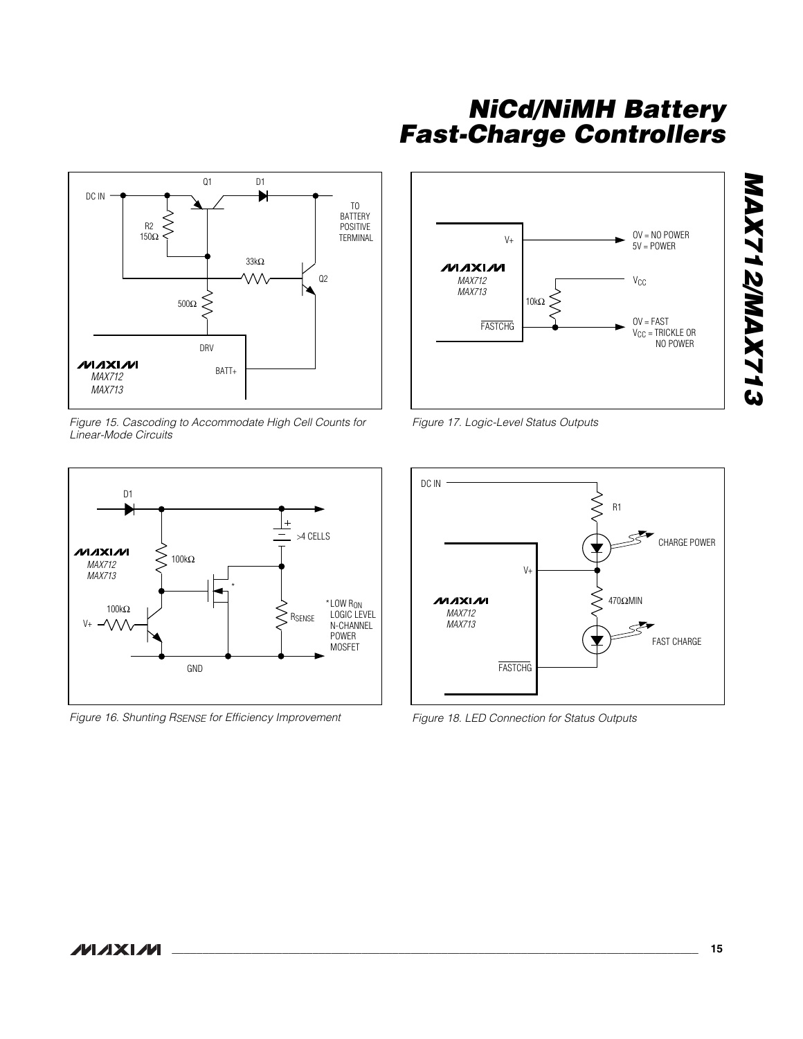Figure 15. Cascoding to Accommodate High Cell Counts for Linear-Mode Circuits

Figure 17. Logic-Level Status Outputs

Figure 16. Shunting $R_{SENSE}$ for Efficiency Improvement

Figure 18. LED Connection for Status Outputs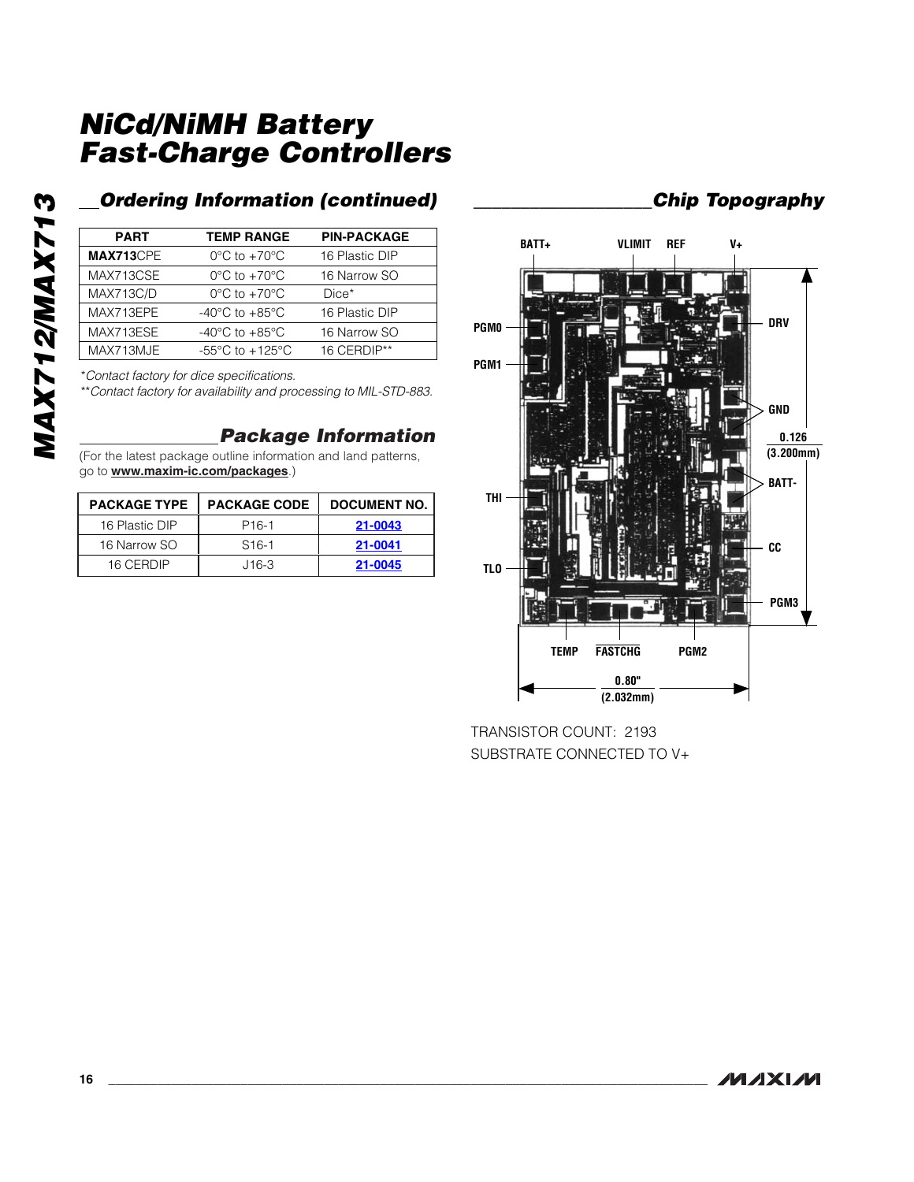# NiCd/NiMH Battery Fast-Charge Controllers

## Ordering Information (continued)

| PART | TEMP RANGE | PIN-PACKAGE |
|---|---|---|
| **MAX713**CPE | 0°C to +70°C | 16 Plastic DIP |
| MAX713CSE | 0°C to +70°C | 16 Narrow SO |
| MAX713C/D | 0°C to +70°C | Dice* |
| MAX713EPE | -40°C to +85°C | 16 Plastic DIP |
| MAX713ESE | -40°C to +85°C | 16 Narrow SO |
| MAX713MJE | -55°C to +125°C | 16 CERDIP** |

*Contact factory for dice specifications.

**Contact factory for availability and processing to MIL-STD-883.

## Package Information

(For the latest package outline information and land patterns, go to **www.maxim-ic.com/packages**.)

| PACKAGE TYPE | PACKAGE CODE | DOCUMENT NO. |
|---|---|---|
| 16 Plastic DIP | P16-1 | 21-0043 |
| 16 Narrow SO | S16-1 | 21-0041 |
| 16 CERDIP | J16-3 | 21-0045 |

## Chip Topography

BATT+ VLIMIT REF V+

PGM0 PGM1 THI TLO

DRV GND BATT- CC PGM3

TEMP FASTCHG PGM2

0.126" (3.200mm)

0.80" (2.032mm)

TRANSISTOR COUNT: 2193

SUBSTRATE CONNECTED TO V+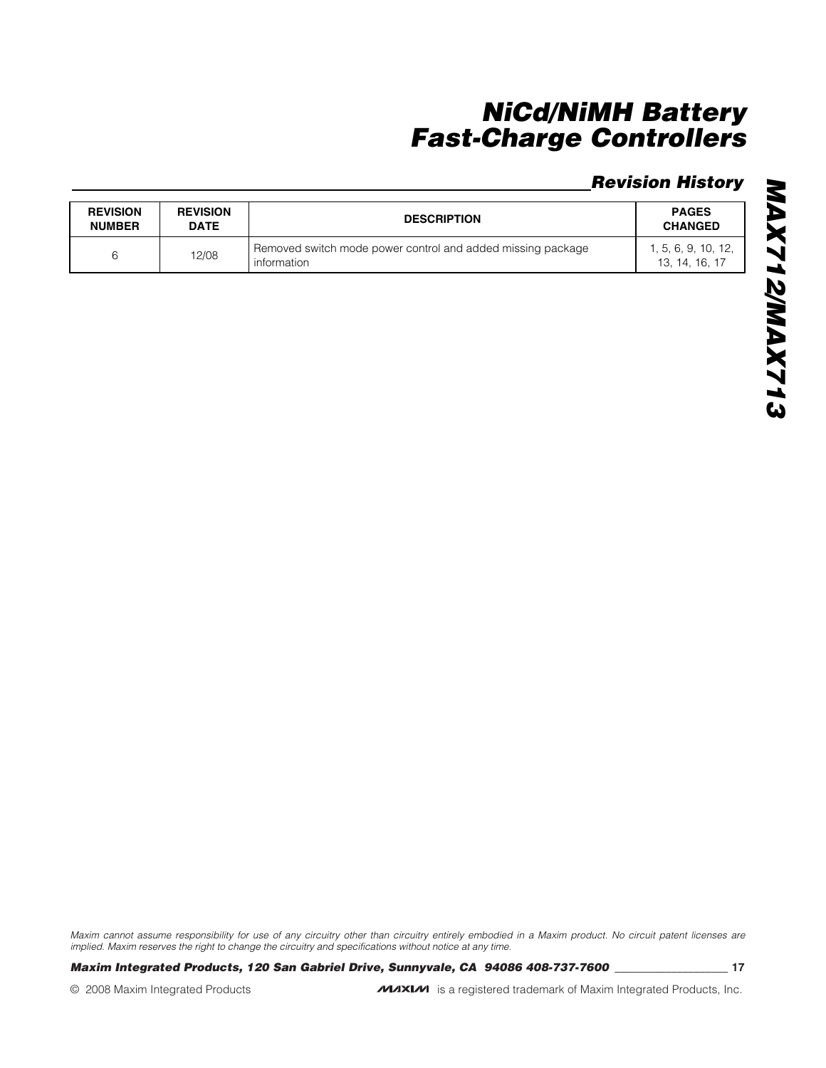## Revision History

| REVISION NUMBER | REVISION DATE | DESCRIPTION | PAGES CHANGED |
|---|---|---|---|
| 6 | 12/08 | Removed switch mode power control and added missing package information | 1, 5, 6, 9, 10, 12, 13, 14, 16, 17 |

*Maxim cannot assume responsibility for use of any circuitry other than circuitry entirely embodied in a Maxim product. No circuit patent licenses are implied. Maxim reserves the right to change the circuitry and specifications without notice at any time.*

***Maxim Integrated Products, 120 San Gabriel Drive, Sunnyvale, CA 94086 408-737-7600***

© 2008 Maxim Integrated Products

MAXIM is a registered trademark of Maxim Integrated Products, Inc.